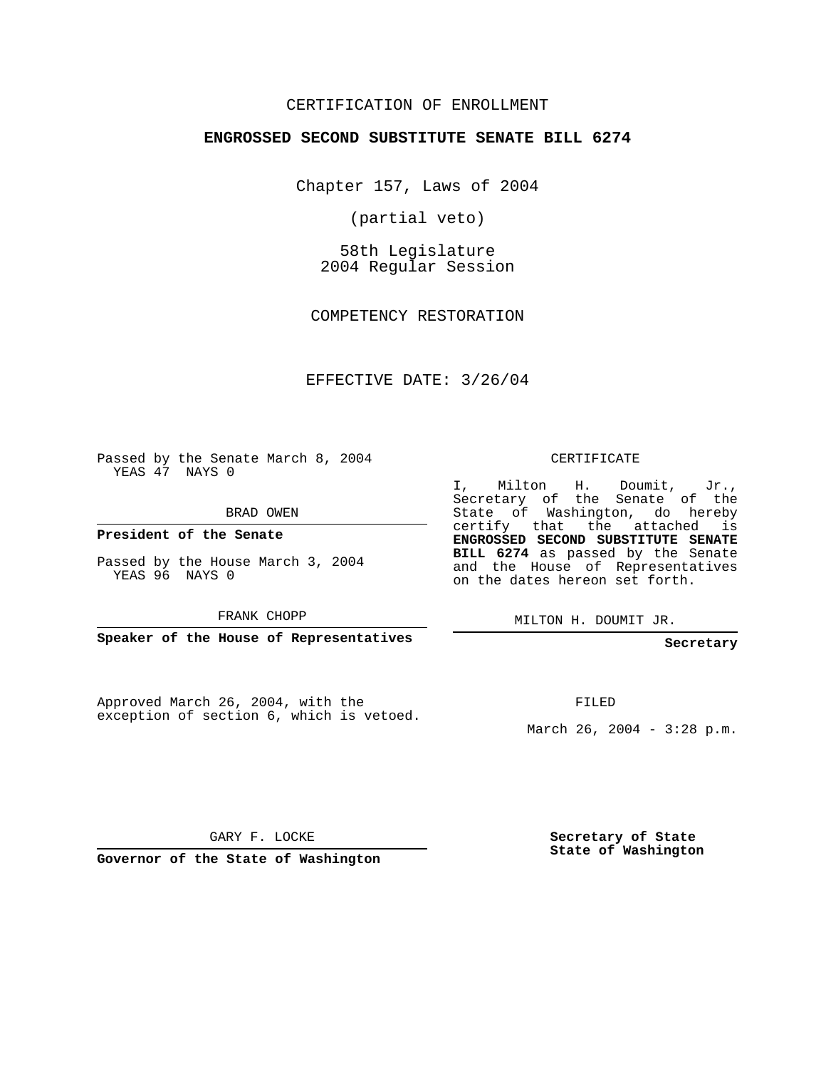CERTIFICATION OF ENROLLMENT

**ENGROSSED SECOND SUBSTITUTE SENATE BILL 6274**

Chapter 157, Laws of 2004

(partial veto)

58th Legislature
2004 Regular Session

COMPETENCY RESTORATION

EFFECTIVE DATE: 3/26/04

Passed by the Senate March 8, 2004
YEAS 47 NAYS 0

BRAD OWEN

**President of the Senate**

Passed by the House March 3, 2004
YEAS 96 NAYS 0

FRANK CHOPP

**Speaker of the House of Representatives**

Approved March 26, 2004, with the exception of section 6, which is vetoed.

GARY F. LOCKE

**Governor of the State of Washington**

CERTIFICATE

I, Milton H. Doumit, Jr., Secretary of the Senate of the State of Washington, do hereby certify that the attached is **ENGROSSED SECOND SUBSTITUTE SENATE BILL 6274** as passed by the Senate and the House of Representatives on the dates hereon set forth.

MILTON H. DOUMIT JR.

**Secretary**

FILED

March 26, 2004 - 3:28 p.m.

**Secretary of State**
**State of Washington**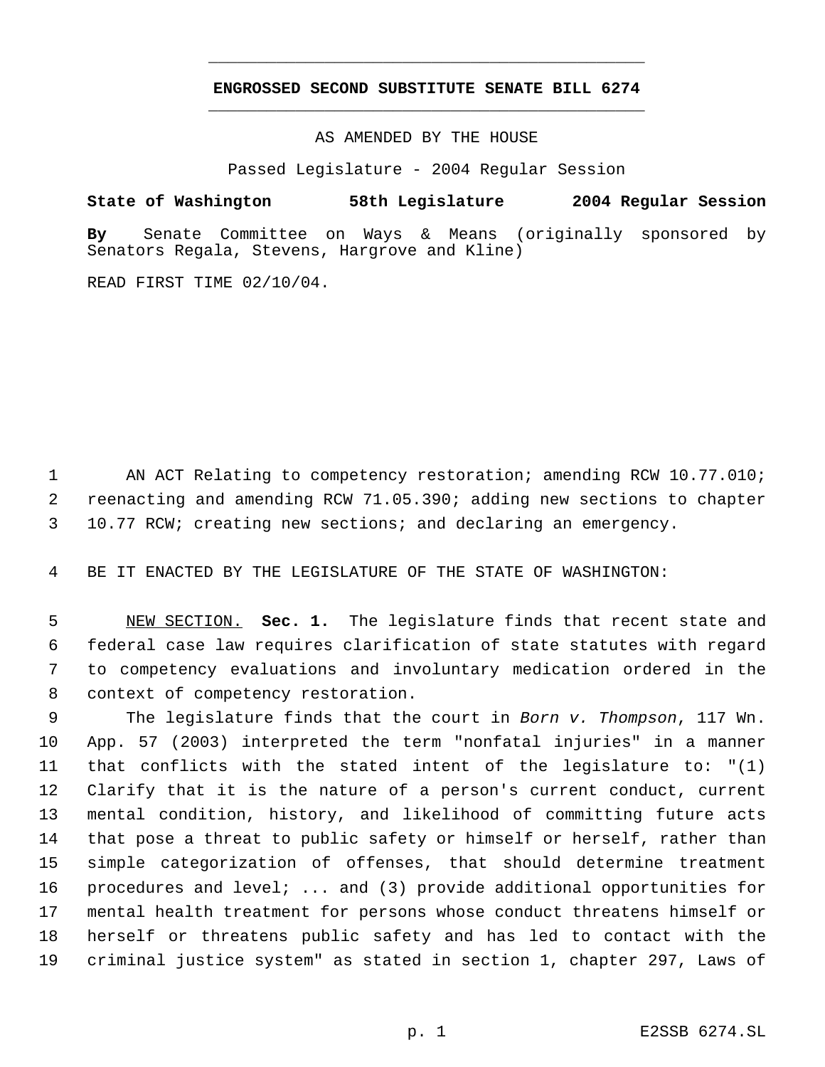**ENGROSSED SECOND SUBSTITUTE SENATE BILL 6274**

AS AMENDED BY THE HOUSE

Passed Legislature - 2004 Regular Session

**State of Washington 58th Legislature 2004 Regular Session**

**By** Senate Committee on Ways & Means (originally sponsored by Senators Regala, Stevens, Hargrove and Kline)

READ FIRST TIME 02/10/04.

AN ACT Relating to competency restoration; amending RCW 10.77.010; reenacting and amending RCW 71.05.390; adding new sections to chapter 10.77 RCW; creating new sections; and declaring an emergency.

BE IT ENACTED BY THE LEGISLATURE OF THE STATE OF WASHINGTON:

NEW SECTION. **Sec. 1.** The legislature finds that recent state and federal case law requires clarification of state statutes with regard to competency evaluations and involuntary medication ordered in the context of competency restoration.

The legislature finds that the court in *Born v. Thompson*, 117 Wn. App. 57 (2003) interpreted the term "nonfatal injuries" in a manner that conflicts with the stated intent of the legislature to: "(1) Clarify that it is the nature of a person's current conduct, current mental condition, history, and likelihood of committing future acts that pose a threat to public safety or himself or herself, rather than simple categorization of offenses, that should determine treatment procedures and level; ... and (3) provide additional opportunities for mental health treatment for persons whose conduct threatens himself or herself or threatens public safety and has led to contact with the criminal justice system" as stated in section 1, chapter 297, Laws of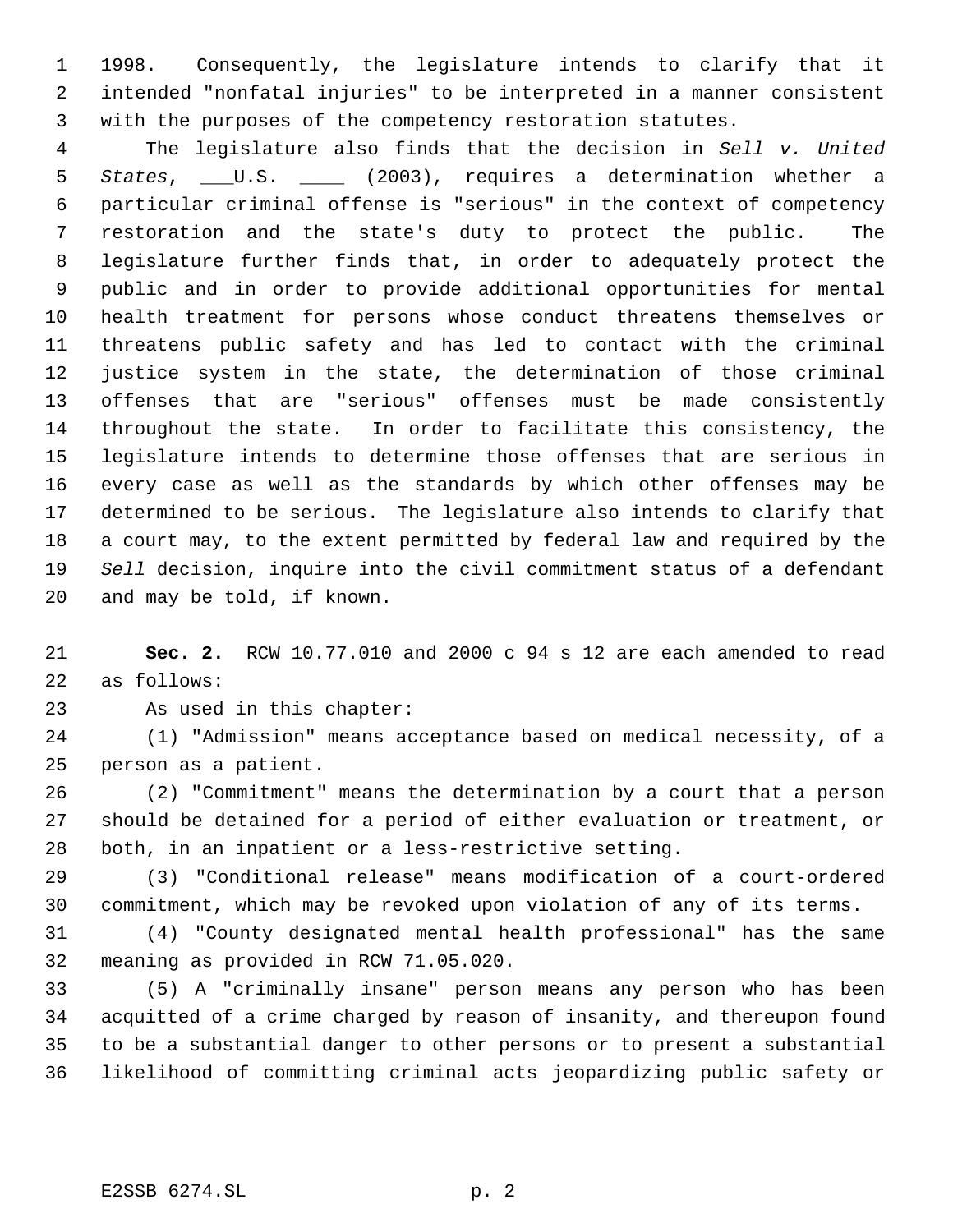1998. Consequently, the legislature intends to clarify that it intended "nonfatal injuries" to be interpreted in a manner consistent with the purposes of the competency restoration statutes.

The legislature also finds that the decision in *Sell v. United States*, ___U.S. ____ (2003), requires a determination whether a particular criminal offense is "serious" in the context of competency restoration and the state's duty to protect the public. The legislature further finds that, in order to adequately protect the public and in order to provide additional opportunities for mental health treatment for persons whose conduct threatens themselves or threatens public safety and has led to contact with the criminal justice system in the state, the determination of those criminal offenses that are "serious" offenses must be made consistently throughout the state. In order to facilitate this consistency, the legislature intends to determine those offenses that are serious in every case as well as the standards by which other offenses may be determined to be serious. The legislature also intends to clarify that a court may, to the extent permitted by federal law and required by the *Sell* decision, inquire into the civil commitment status of a defendant and may be told, if known.

**Sec. 2.** RCW 10.77.010 and 2000 c 94 s 12 are each amended to read as follows:

As used in this chapter:

(1) "Admission" means acceptance based on medical necessity, of a person as a patient.

(2) "Commitment" means the determination by a court that a person should be detained for a period of either evaluation or treatment, or both, in an inpatient or a less-restrictive setting.

(3) "Conditional release" means modification of a court-ordered commitment, which may be revoked upon violation of any of its terms.

(4) "County designated mental health professional" has the same meaning as provided in RCW 71.05.020.

(5) A "criminally insane" person means any person who has been acquitted of a crime charged by reason of insanity, and thereupon found to be a substantial danger to other persons or to present a substantial likelihood of committing criminal acts jeopardizing public safety or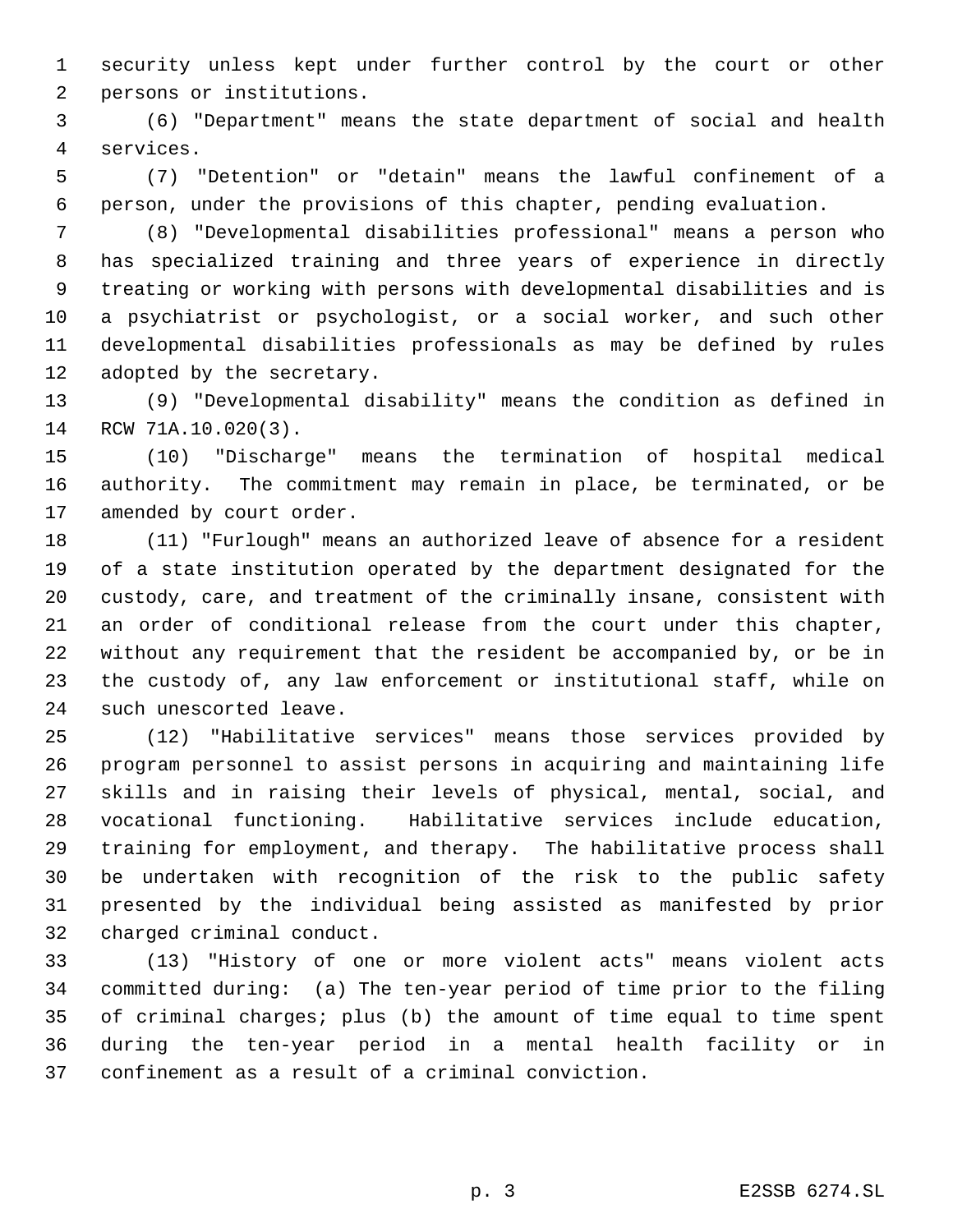security unless kept under further control by the court or other persons or institutions.

(6) "Department" means the state department of social and health services.

(7) "Detention" or "detain" means the lawful confinement of a person, under the provisions of this chapter, pending evaluation.

(8) "Developmental disabilities professional" means a person who has specialized training and three years of experience in directly treating or working with persons with developmental disabilities and is a psychiatrist or psychologist, or a social worker, and such other developmental disabilities professionals as may be defined by rules adopted by the secretary.

(9) "Developmental disability" means the condition as defined in RCW 71A.10.020(3).

(10) "Discharge" means the termination of hospital medical authority. The commitment may remain in place, be terminated, or be amended by court order.

(11) "Furlough" means an authorized leave of absence for a resident of a state institution operated by the department designated for the custody, care, and treatment of the criminally insane, consistent with an order of conditional release from the court under this chapter, without any requirement that the resident be accompanied by, or be in the custody of, any law enforcement or institutional staff, while on such unescorted leave.

(12) "Habilitative services" means those services provided by program personnel to assist persons in acquiring and maintaining life skills and in raising their levels of physical, mental, social, and vocational functioning. Habilitative services include education, training for employment, and therapy. The habilitative process shall be undertaken with recognition of the risk to the public safety presented by the individual being assisted as manifested by prior charged criminal conduct.

(13) "History of one or more violent acts" means violent acts committed during: (a) The ten-year period of time prior to the filing of criminal charges; plus (b) the amount of time equal to time spent during the ten-year period in a mental health facility or in confinement as a result of a criminal conviction.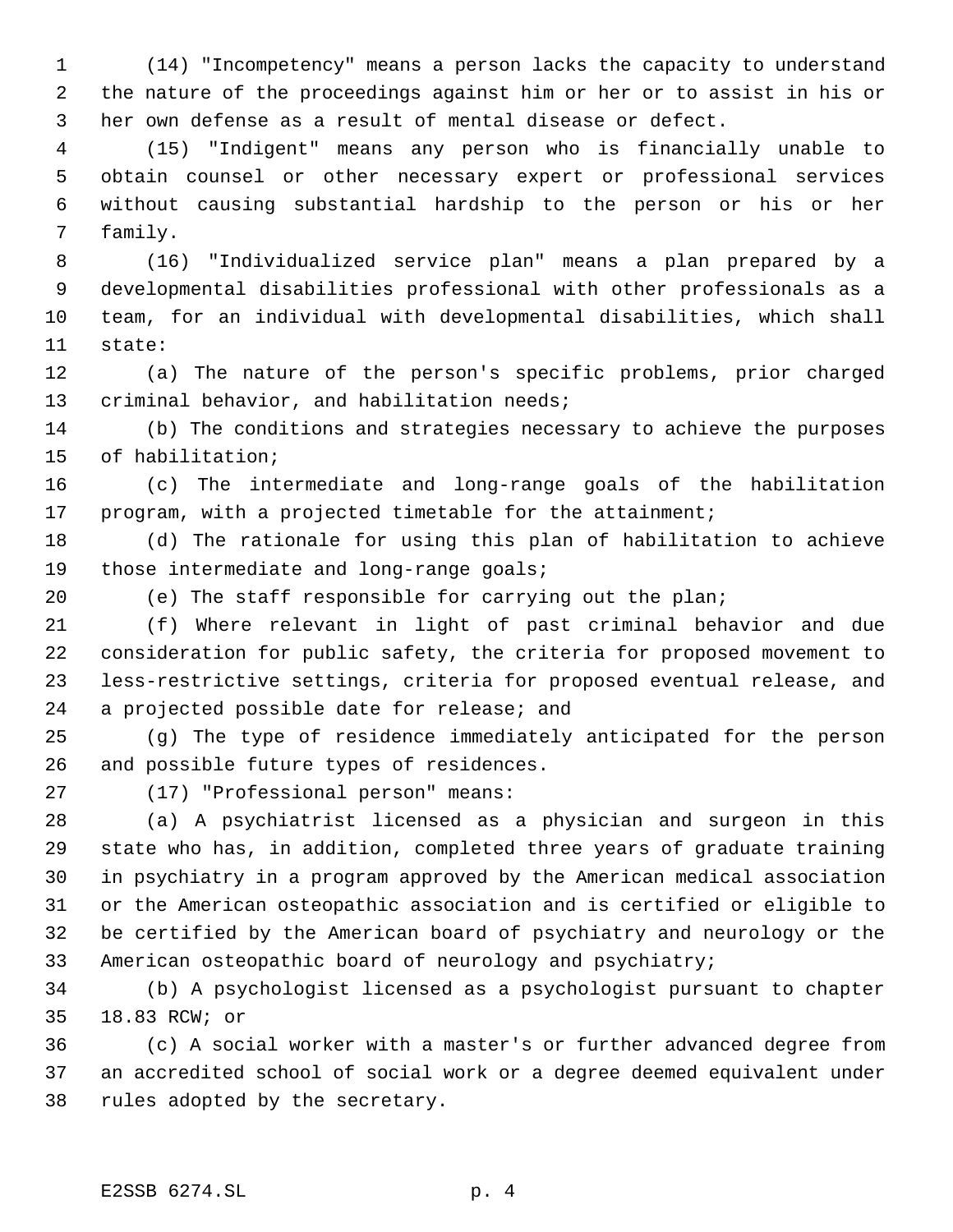(14) "Incompetency" means a person lacks the capacity to understand the nature of the proceedings against him or her or to assist in his or her own defense as a result of mental disease or defect.

(15) "Indigent" means any person who is financially unable to obtain counsel or other necessary expert or professional services without causing substantial hardship to the person or his or her family.

(16) "Individualized service plan" means a plan prepared by a developmental disabilities professional with other professionals as a team, for an individual with developmental disabilities, which shall state:

(a) The nature of the person's specific problems, prior charged criminal behavior, and habilitation needs;

(b) The conditions and strategies necessary to achieve the purposes of habilitation;

(c) The intermediate and long-range goals of the habilitation program, with a projected timetable for the attainment;

(d) The rationale for using this plan of habilitation to achieve those intermediate and long-range goals;

(e) The staff responsible for carrying out the plan;

(f) Where relevant in light of past criminal behavior and due consideration for public safety, the criteria for proposed movement to less-restrictive settings, criteria for proposed eventual release, and a projected possible date for release; and

(g) The type of residence immediately anticipated for the person and possible future types of residences.

(17) "Professional person" means:

(a) A psychiatrist licensed as a physician and surgeon in this state who has, in addition, completed three years of graduate training in psychiatry in a program approved by the American medical association or the American osteopathic association and is certified or eligible to be certified by the American board of psychiatry and neurology or the American osteopathic board of neurology and psychiatry;

(b) A psychologist licensed as a psychologist pursuant to chapter 18.83 RCW; or

(c) A social worker with a master's or further advanced degree from an accredited school of social work or a degree deemed equivalent under rules adopted by the secretary.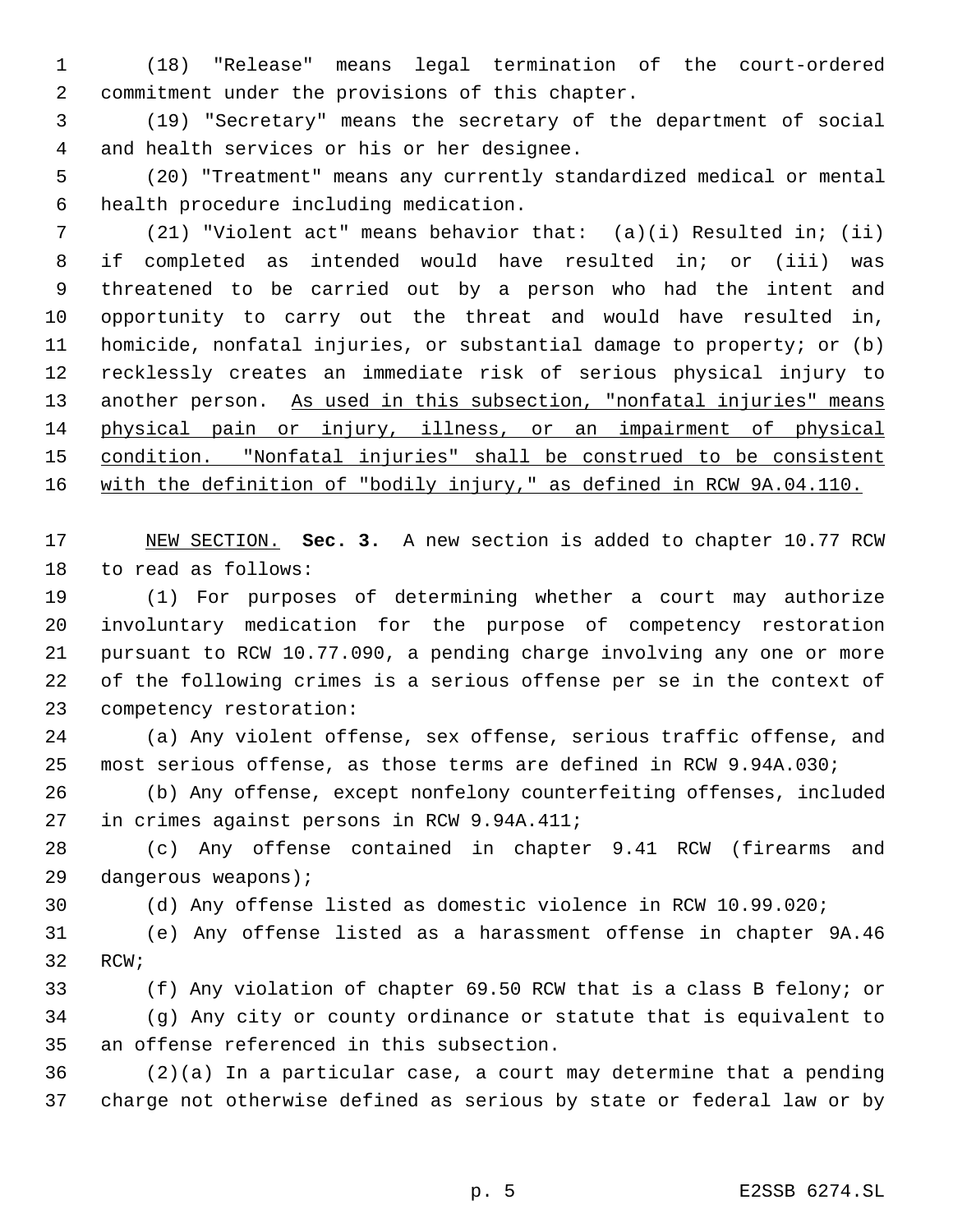(18) "Release" means legal termination of the court-ordered commitment under the provisions of this chapter.

(19) "Secretary" means the secretary of the department of social and health services or his or her designee.

(20) "Treatment" means any currently standardized medical or mental health procedure including medication.

(21) "Violent act" means behavior that: (a)(i) Resulted in; (ii) if completed as intended would have resulted in; or (iii) was threatened to be carried out by a person who had the intent and opportunity to carry out the threat and would have resulted in, homicide, nonfatal injuries, or substantial damage to property; or (b) recklessly creates an immediate risk of serious physical injury to another person. <u>As used in this subsection, "nonfatal injuries" means physical pain or injury, illness, or an impairment of physical condition. "Nonfatal injuries" shall be construed to be consistent with the definition of "bodily injury," as defined in RCW 9A.04.110.</u>

<u>NEW SECTION.</u> **Sec. 3.** A new section is added to chapter 10.77 RCW to read as follows:

(1) For purposes of determining whether a court may authorize involuntary medication for the purpose of competency restoration pursuant to RCW 10.77.090, a pending charge involving any one or more of the following crimes is a serious offense per se in the context of competency restoration:

(a) Any violent offense, sex offense, serious traffic offense, and most serious offense, as those terms are defined in RCW 9.94A.030;

(b) Any offense, except nonfelony counterfeiting offenses, included in crimes against persons in RCW 9.94A.411;

(c) Any offense contained in chapter 9.41 RCW (firearms and dangerous weapons);

(d) Any offense listed as domestic violence in RCW 10.99.020;

(e) Any offense listed as a harassment offense in chapter 9A.46 RCW;

(f) Any violation of chapter 69.50 RCW that is a class B felony; or

(g) Any city or county ordinance or statute that is equivalent to an offense referenced in this subsection.

(2)(a) In a particular case, a court may determine that a pending charge not otherwise defined as serious by state or federal law or by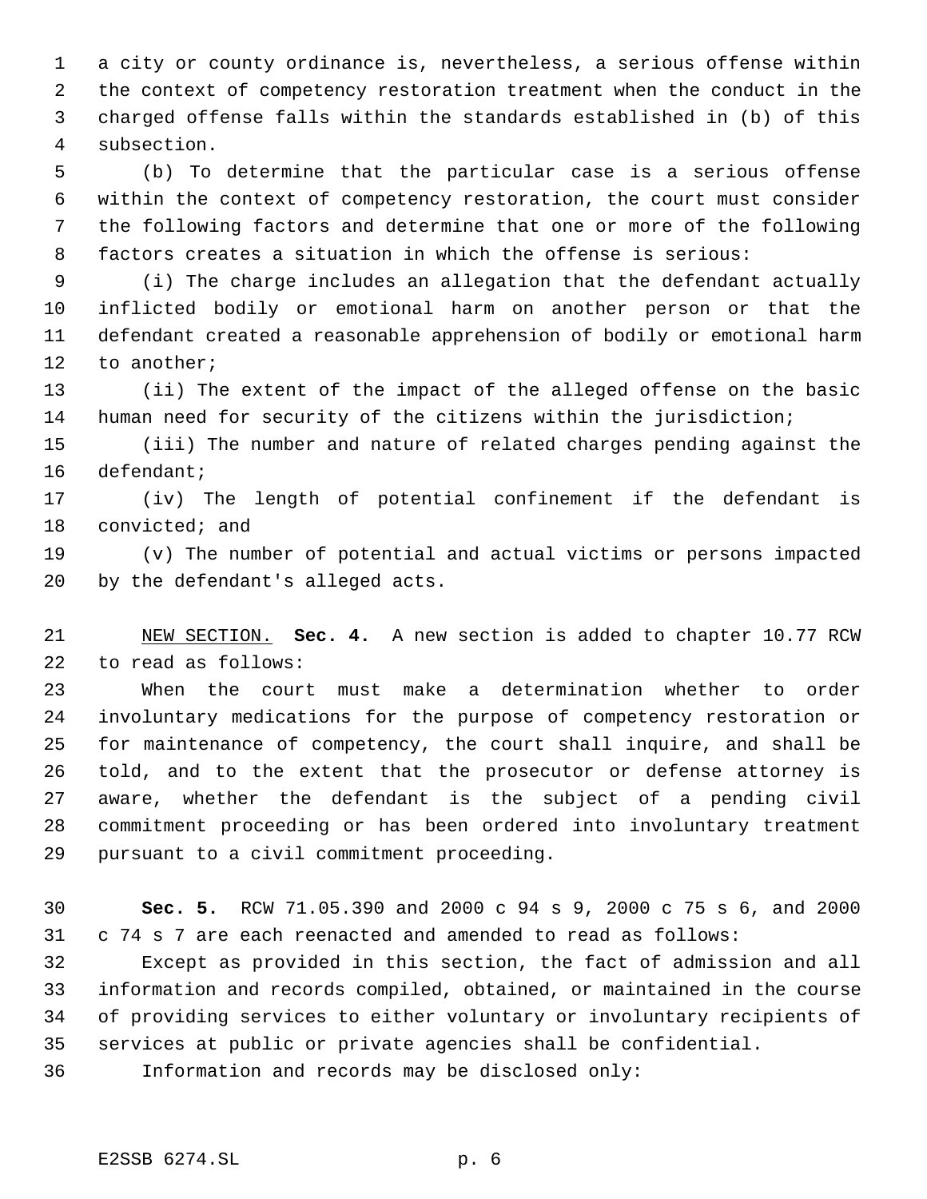a city or county ordinance is, nevertheless, a serious offense within the context of competency restoration treatment when the conduct in the charged offense falls within the standards established in (b) of this subsection.

(b) To determine that the particular case is a serious offense within the context of competency restoration, the court must consider the following factors and determine that one or more of the following factors creates a situation in which the offense is serious:

(i) The charge includes an allegation that the defendant actually inflicted bodily or emotional harm on another person or that the defendant created a reasonable apprehension of bodily or emotional harm to another;

(ii) The extent of the impact of the alleged offense on the basic human need for security of the citizens within the jurisdiction;

(iii) The number and nature of related charges pending against the defendant;

(iv) The length of potential confinement if the defendant is convicted; and

(v) The number of potential and actual victims or persons impacted by the defendant's alleged acts.

NEW SECTION. **Sec. 4.** A new section is added to chapter 10.77 RCW to read as follows:

When the court must make a determination whether to order involuntary medications for the purpose of competency restoration or for maintenance of competency, the court shall inquire, and shall be told, and to the extent that the prosecutor or defense attorney is aware, whether the defendant is the subject of a pending civil commitment proceeding or has been ordered into involuntary treatment pursuant to a civil commitment proceeding.

**Sec. 5.** RCW 71.05.390 and 2000 c 94 s 9, 2000 c 75 s 6, and 2000 c 74 s 7 are each reenacted and amended to read as follows:

Except as provided in this section, the fact of admission and all information and records compiled, obtained, or maintained in the course of providing services to either voluntary or involuntary recipients of services at public or private agencies shall be confidential.

Information and records may be disclosed only: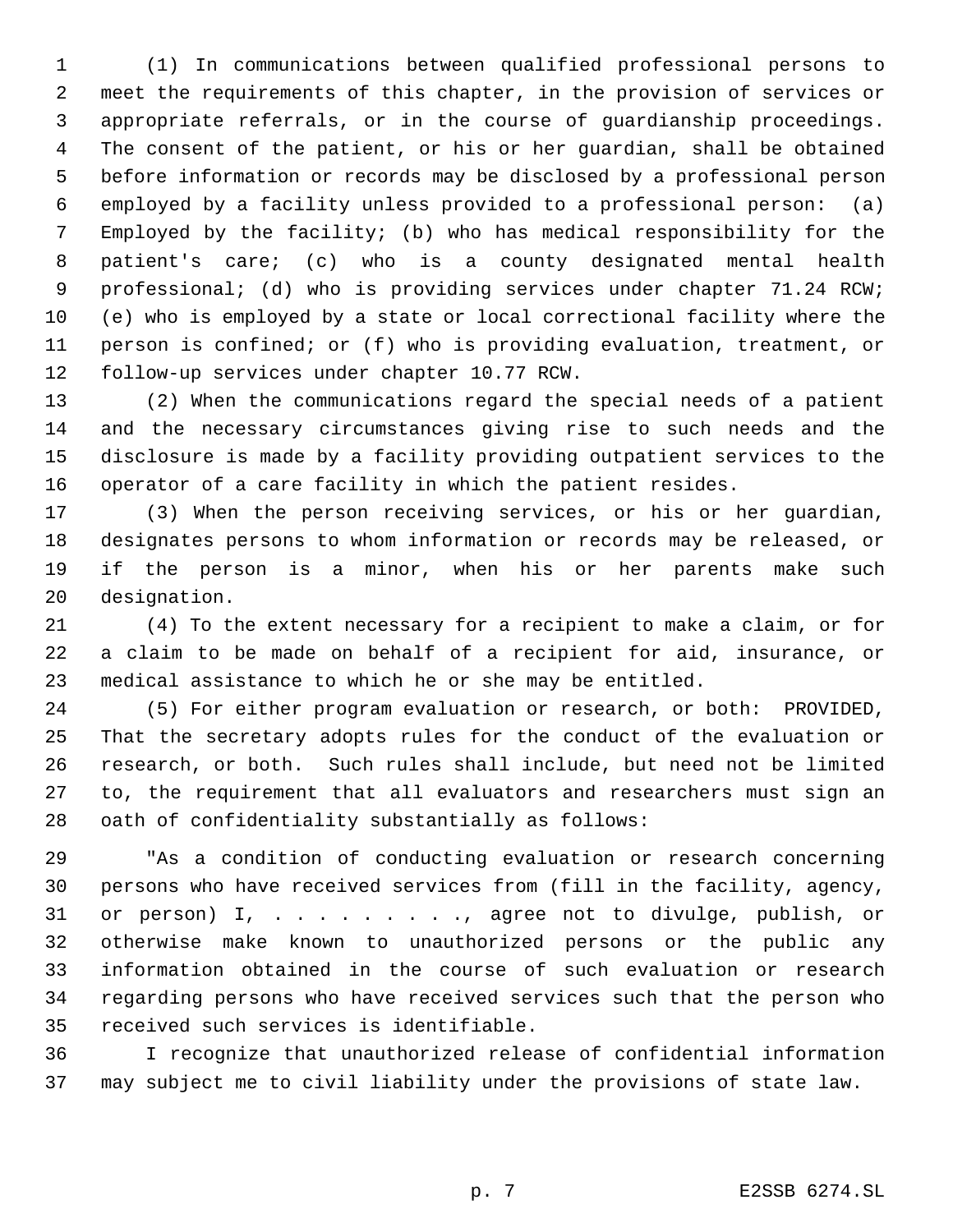(1) In communications between qualified professional persons to meet the requirements of this chapter, in the provision of services or appropriate referrals, or in the course of guardianship proceedings. The consent of the patient, or his or her guardian, shall be obtained before information or records may be disclosed by a professional person employed by a facility unless provided to a professional person: (a) Employed by the facility; (b) who has medical responsibility for the patient's care; (c) who is a county designated mental health professional; (d) who is providing services under chapter 71.24 RCW; (e) who is employed by a state or local correctional facility where the person is confined; or (f) who is providing evaluation, treatment, or follow-up services under chapter 10.77 RCW.

(2) When the communications regard the special needs of a patient and the necessary circumstances giving rise to such needs and the disclosure is made by a facility providing outpatient services to the operator of a care facility in which the patient resides.

(3) When the person receiving services, or his or her guardian, designates persons to whom information or records may be released, or if the person is a minor, when his or her parents make such designation.

(4) To the extent necessary for a recipient to make a claim, or for a claim to be made on behalf of a recipient for aid, insurance, or medical assistance to which he or she may be entitled.

(5) For either program evaluation or research, or both: PROVIDED, That the secretary adopts rules for the conduct of the evaluation or research, or both. Such rules shall include, but need not be limited to, the requirement that all evaluators and researchers must sign an oath of confidentiality substantially as follows:

"As a condition of conducting evaluation or research concerning persons who have received services from (fill in the facility, agency, or person) I, . . . . . . . . . ., agree not to divulge, publish, or otherwise make known to unauthorized persons or the public any information obtained in the course of such evaluation or research regarding persons who have received services such that the person who received such services is identifiable.

I recognize that unauthorized release of confidential information may subject me to civil liability under the provisions of state law.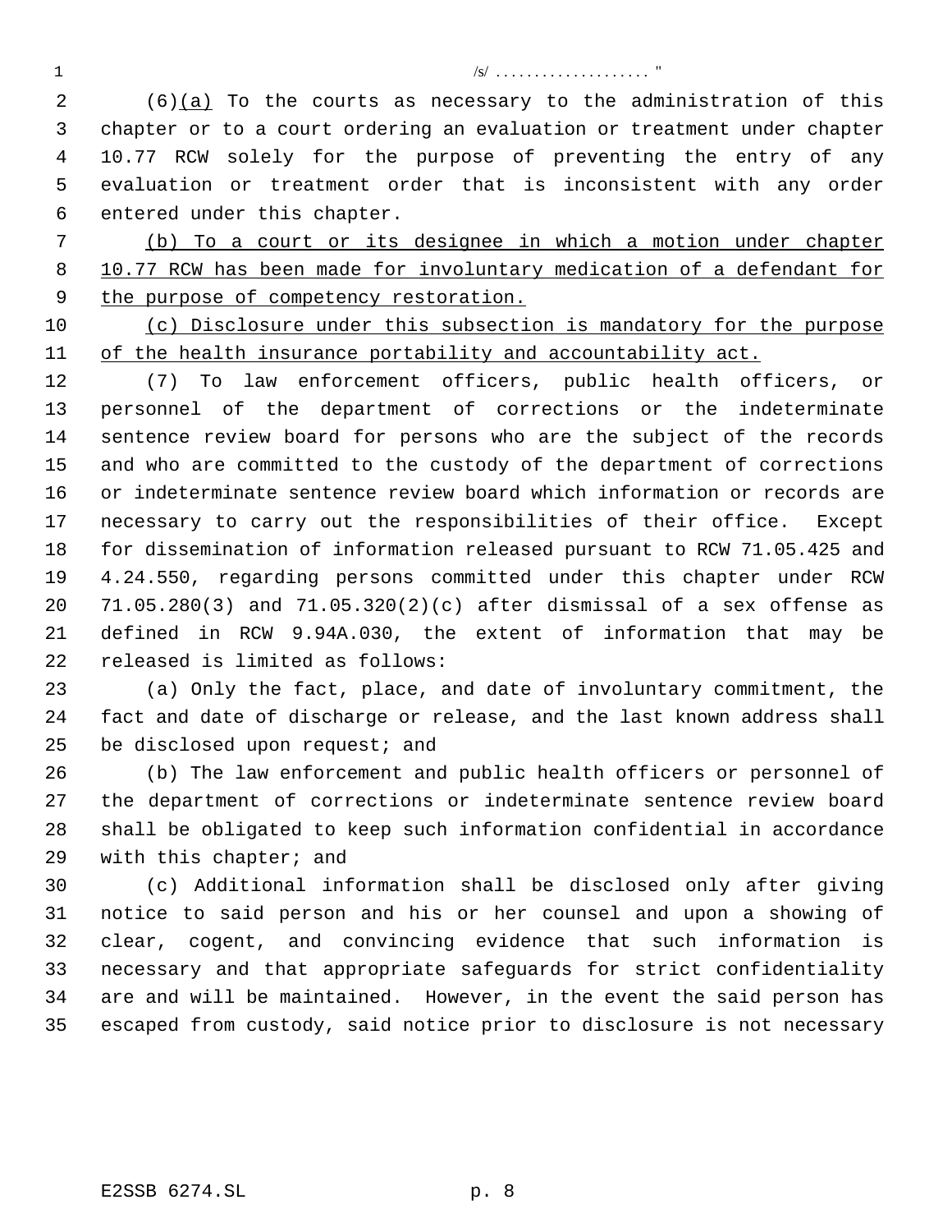/s/ .................... "

(6)(a) To the courts as necessary to the administration of this chapter or to a court ordering an evaluation or treatment under chapter 10.77 RCW solely for the purpose of preventing the entry of any evaluation or treatment order that is inconsistent with any order entered under this chapter.

(b) To a court or its designee in which a motion under chapter 10.77 RCW has been made for involuntary medication of a defendant for the purpose of competency restoration.

(c) Disclosure under this subsection is mandatory for the purpose of the health insurance portability and accountability act.

(7) To law enforcement officers, public health officers, or personnel of the department of corrections or the indeterminate sentence review board for persons who are the subject of the records and who are committed to the custody of the department of corrections or indeterminate sentence review board which information or records are necessary to carry out the responsibilities of their office. Except for dissemination of information released pursuant to RCW 71.05.425 and 4.24.550, regarding persons committed under this chapter under RCW 71.05.280(3) and 71.05.320(2)(c) after dismissal of a sex offense as defined in RCW 9.94A.030, the extent of information that may be released is limited as follows:

(a) Only the fact, place, and date of involuntary commitment, the fact and date of discharge or release, and the last known address shall be disclosed upon request; and

(b) The law enforcement and public health officers or personnel of the department of corrections or indeterminate sentence review board shall be obligated to keep such information confidential in accordance with this chapter; and

(c) Additional information shall be disclosed only after giving notice to said person and his or her counsel and upon a showing of clear, cogent, and convincing evidence that such information is necessary and that appropriate safeguards for strict confidentiality are and will be maintained. However, in the event the said person has escaped from custody, said notice prior to disclosure is not necessary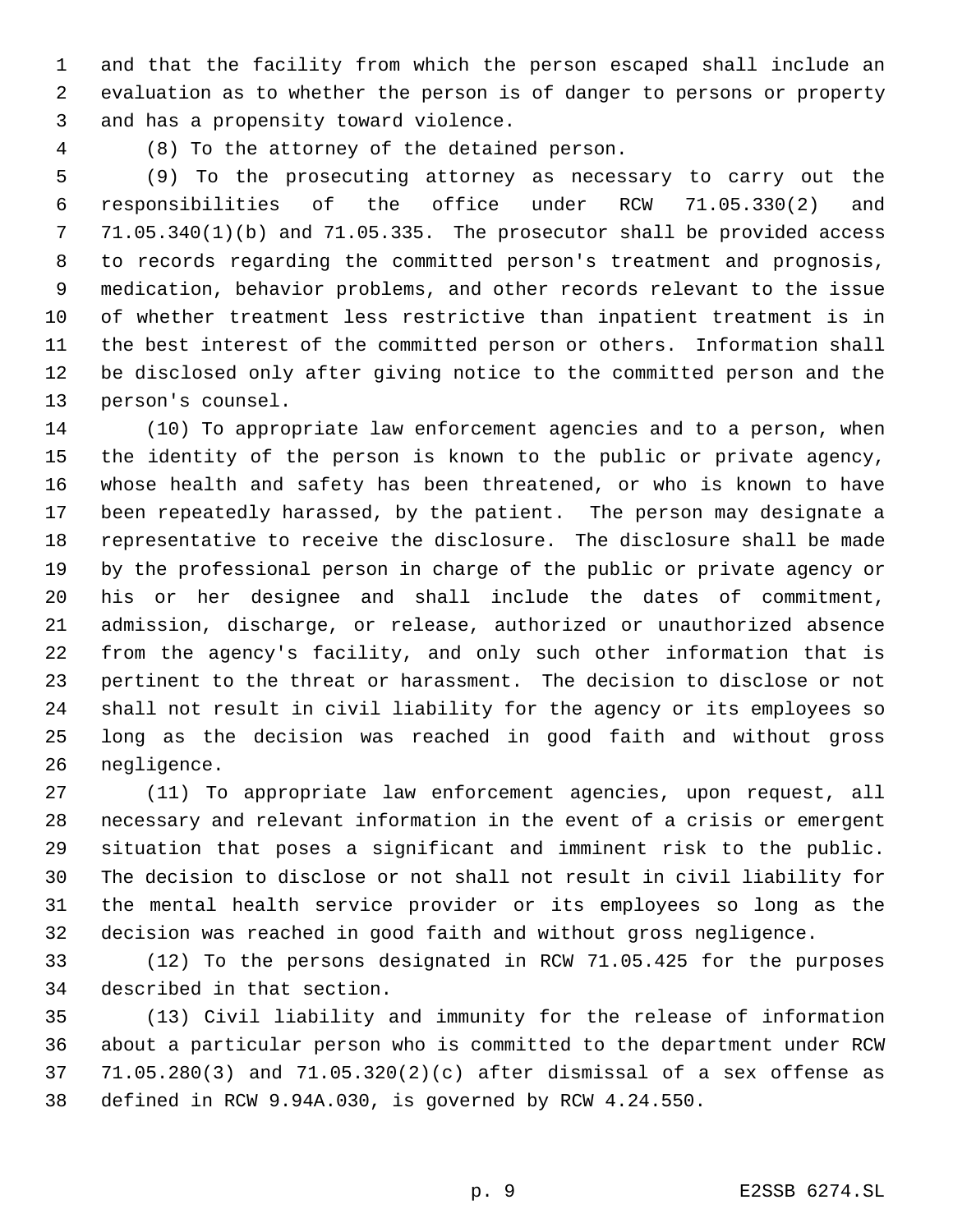and that the facility from which the person escaped shall include an evaluation as to whether the person is of danger to persons or property and has a propensity toward violence.

(8) To the attorney of the detained person.

(9) To the prosecuting attorney as necessary to carry out the responsibilities of the office under RCW 71.05.330(2) and 71.05.340(1)(b) and 71.05.335. The prosecutor shall be provided access to records regarding the committed person's treatment and prognosis, medication, behavior problems, and other records relevant to the issue of whether treatment less restrictive than inpatient treatment is in the best interest of the committed person or others. Information shall be disclosed only after giving notice to the committed person and the person's counsel.

(10) To appropriate law enforcement agencies and to a person, when the identity of the person is known to the public or private agency, whose health and safety has been threatened, or who is known to have been repeatedly harassed, by the patient. The person may designate a representative to receive the disclosure. The disclosure shall be made by the professional person in charge of the public or private agency or his or her designee and shall include the dates of commitment, admission, discharge, or release, authorized or unauthorized absence from the agency's facility, and only such other information that is pertinent to the threat or harassment. The decision to disclose or not shall not result in civil liability for the agency or its employees so long as the decision was reached in good faith and without gross negligence.

(11) To appropriate law enforcement agencies, upon request, all necessary and relevant information in the event of a crisis or emergent situation that poses a significant and imminent risk to the public. The decision to disclose or not shall not result in civil liability for the mental health service provider or its employees so long as the decision was reached in good faith and without gross negligence.

(12) To the persons designated in RCW 71.05.425 for the purposes described in that section.

(13) Civil liability and immunity for the release of information about a particular person who is committed to the department under RCW 71.05.280(3) and 71.05.320(2)(c) after dismissal of a sex offense as defined in RCW 9.94A.030, is governed by RCW 4.24.550.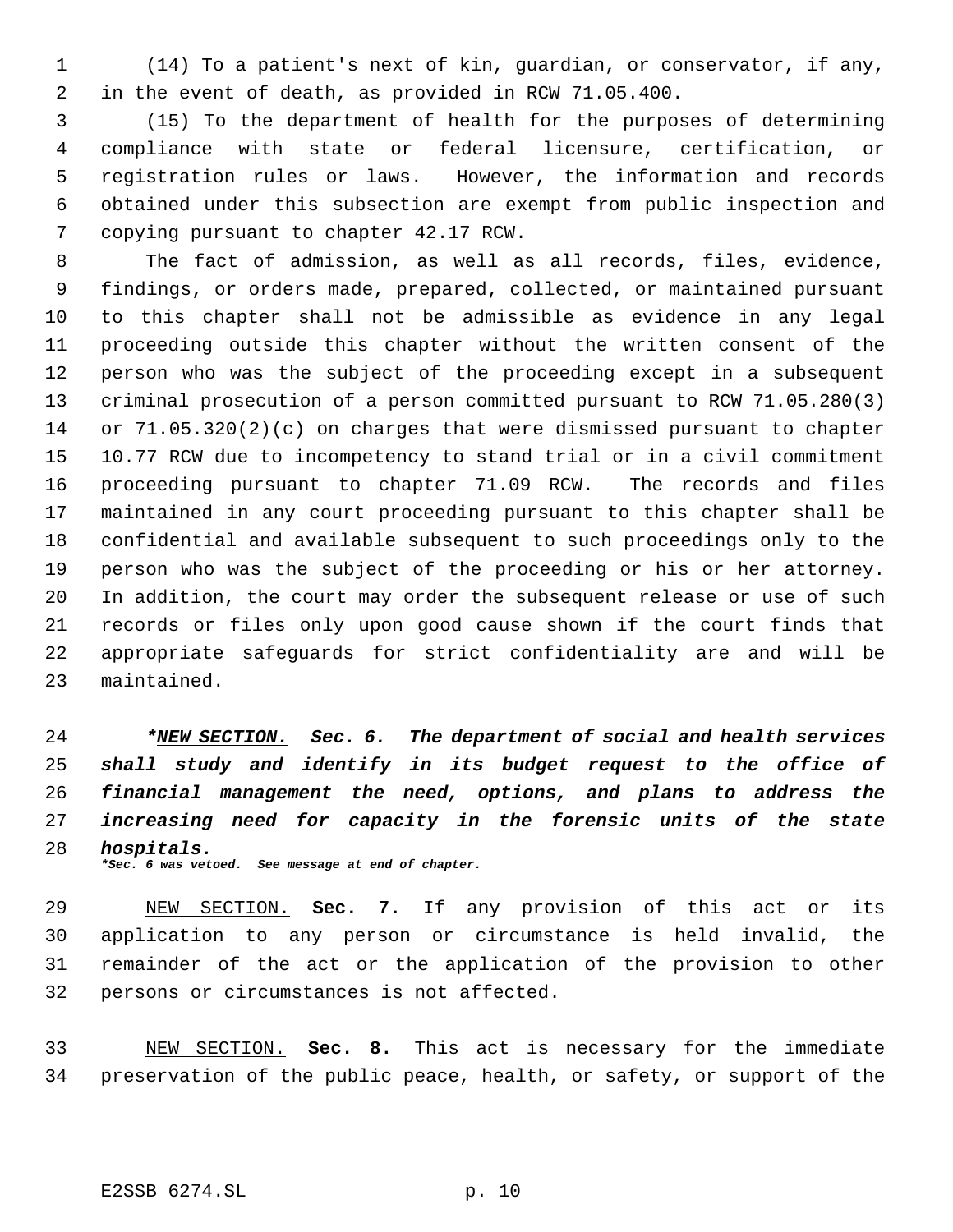(14) To a patient's next of kin, guardian, or conservator, if any, in the event of death, as provided in RCW 71.05.400.

(15) To the department of health for the purposes of determining compliance with state or federal licensure, certification, or registration rules or laws. However, the information and records obtained under this subsection are exempt from public inspection and copying pursuant to chapter 42.17 RCW.

The fact of admission, as well as all records, files, evidence, findings, or orders made, prepared, collected, or maintained pursuant to this chapter shall not be admissible as evidence in any legal proceeding outside this chapter without the written consent of the person who was the subject of the proceeding except in a subsequent criminal prosecution of a person committed pursuant to RCW 71.05.280(3) or 71.05.320(2)(c) on charges that were dismissed pursuant to chapter 10.77 RCW due to incompetency to stand trial or in a civil commitment proceeding pursuant to chapter 71.09 RCW. The records and files maintained in any court proceeding pursuant to this chapter shall be confidential and available subsequent to such proceedings only to the person who was the subject of the proceeding or his or her attorney. In addition, the court may order the subsequent release or use of such records or files only upon good cause shown if the court finds that appropriate safeguards for strict confidentiality are and will be maintained.

***NEW SECTION. Sec. 6. The department of social and health services shall study and identify in its budget request to the office of financial management the need, options, and plans to address the increasing need for capacity in the forensic units of the state hospitals.***
***\*Sec. 6 was vetoed. See message at end of chapter.***

NEW SECTION. **Sec. 7.** If any provision of this act or its application to any person or circumstance is held invalid, the remainder of the act or the application of the provision to other persons or circumstances is not affected.

NEW SECTION. **Sec. 8.** This act is necessary for the immediate preservation of the public peace, health, or safety, or support of the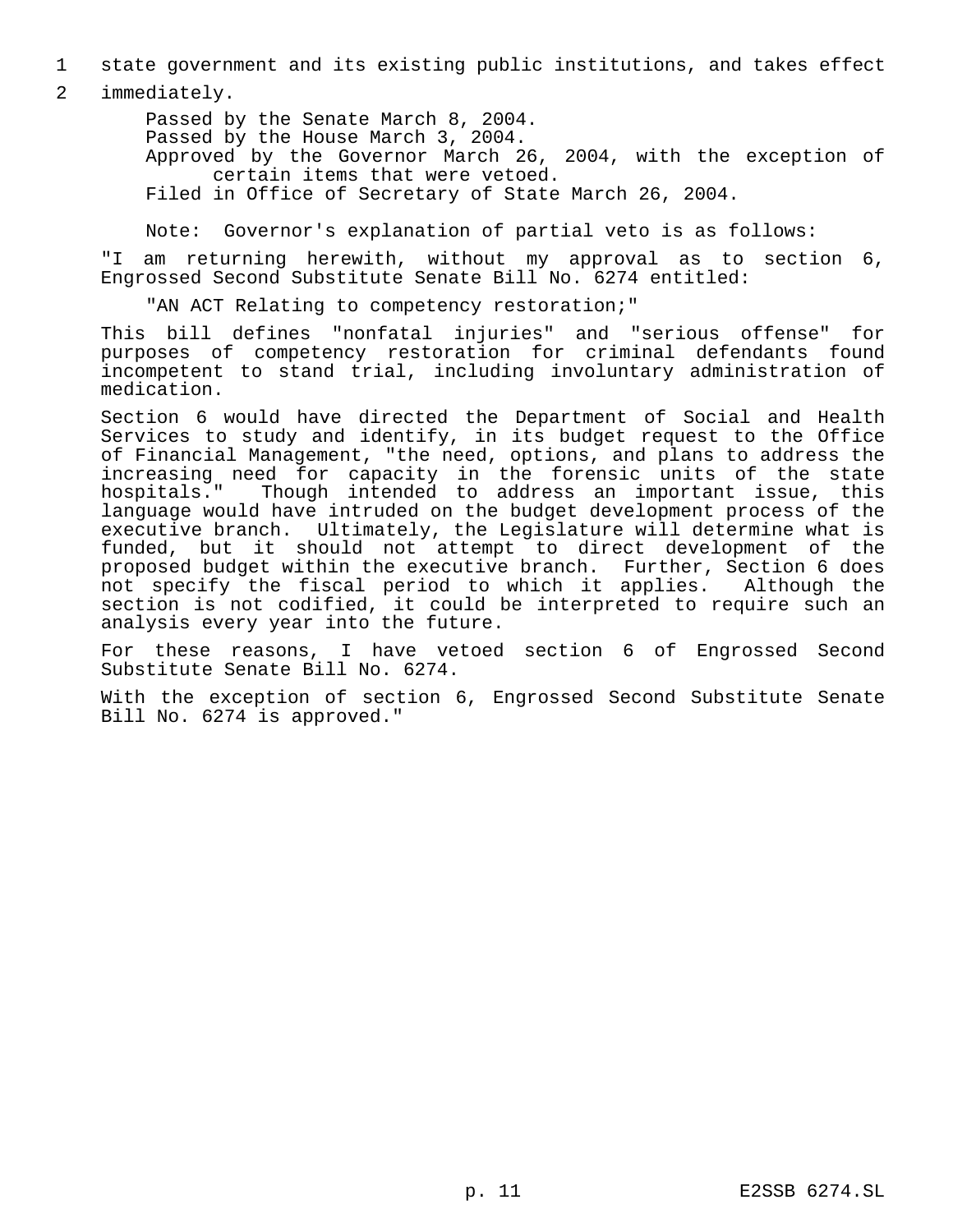state government and its existing public institutions, and takes effect immediately.

Passed by the Senate March 8, 2004.
Passed by the House March 3, 2004.
Approved by the Governor March 26, 2004, with the exception of certain items that were vetoed.
Filed in Office of Secretary of State March 26, 2004.

Note: Governor's explanation of partial veto is as follows:

"I am returning herewith, without my approval as to section 6, Engrossed Second Substitute Senate Bill No. 6274 entitled:

"AN ACT Relating to competency restoration;"

This bill defines "nonfatal injuries" and "serious offense" for purposes of competency restoration for criminal defendants found incompetent to stand trial, including involuntary administration of medication.

Section 6 would have directed the Department of Social and Health Services to study and identify, in its budget request to the Office of Financial Management, "the need, options, and plans to address the increasing need for capacity in the forensic units of the state hospitals." Though intended to address an important issue, this language would have intruded on the budget development process of the executive branch. Ultimately, the Legislature will determine what is funded, but it should not attempt to direct development of the proposed budget within the executive branch. Further, Section 6 does not specify the fiscal period to which it applies. Although the section is not codified, it could be interpreted to require such an analysis every year into the future.

For these reasons, I have vetoed section 6 of Engrossed Second Substitute Senate Bill No. 6274.

With the exception of section 6, Engrossed Second Substitute Senate Bill No. 6274 is approved."